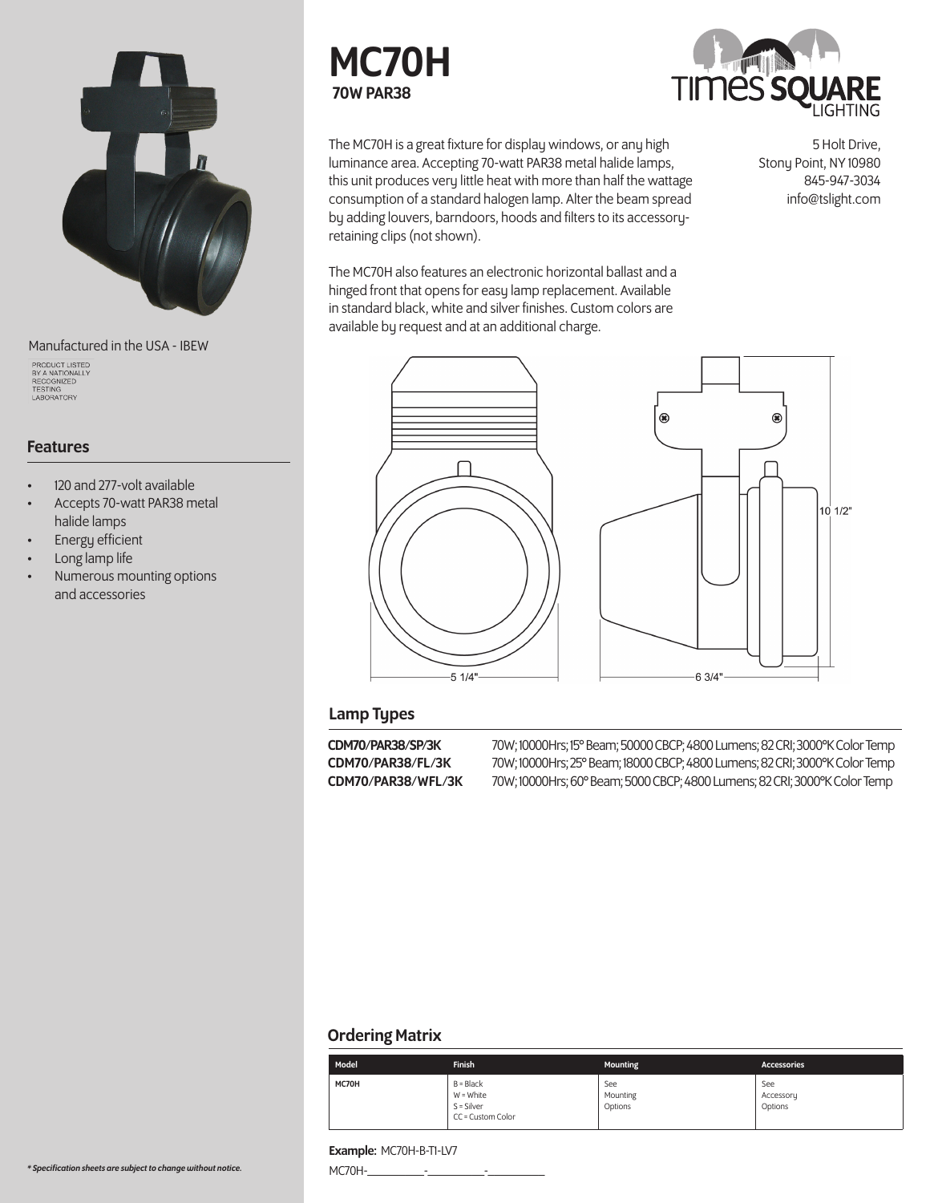# MC70H

**70W PAR38**

5 Holt Drive,
Stony Point, NY 10980
845-947-3034
info@tslight.com

The MC70H is a great fixture for display windows, or any high luminance area. Accepting 70-watt PAR38 metal halide lamps, this unit produces very little heat with more than half the wattage consumption of a standard halogen lamp. Alter the beam spread by adding louvers, barndoors, hoods and filters to its accessory-retaining clips (not shown).

The MC70H also features an electronic horizontal ballast and a hinged front that opens for easy lamp replacement. Available in standard black, white and silver finishes. Custom colors are available by request and at an additional charge.

Manufactured in the USA - IBEW

PRODUCT LISTED BY A NATIONALLY RECOGNIZED TESTING LABORATORY

## Features

- 120 and 277-volt available
- Accepts 70-watt PAR38 metal halide lamps
- Energy efficient
- Long lamp life
- Numerous mounting options and accessories

5 1/4"

6 3/4"

10 1/2"

## Lamp Types

**CDM70/PAR38/SP/3K** 70W; 10000Hrs; 15° Beam; 50000 CBCP; 4800 Lumens; 82 CRI; 3000°K Color Temp
**CDM70/PAR38/FL/3K** 70W; 10000Hrs; 25° Beam; 18000 CBCP; 4800 Lumens; 82 CRI; 3000°K Color Temp
**CDM70/PAR38/WFL/3K** 70W; 10000Hrs; 60° Beam; 5000 CBCP; 4800 Lumens; 82 CRI; 3000°K Color Temp

## Ordering Matrix

| Model | Finish | Mounting | Accessories |
|---|---|---|---|
| MC70H | B = Black<br>W = White<br>S = Silver<br>CC = Custom Color | See Mounting Options | See Accessory Options |

**Example:** MC70H-B-T1-LV7

MC70H-\_\_\_\_\_\_\_\_\_\_-\_\_\_\_\_\_\_\_\_\_-\_\_\_\_\_\_\_\_\_\_

*\* Specification sheets are subject to change without notice.*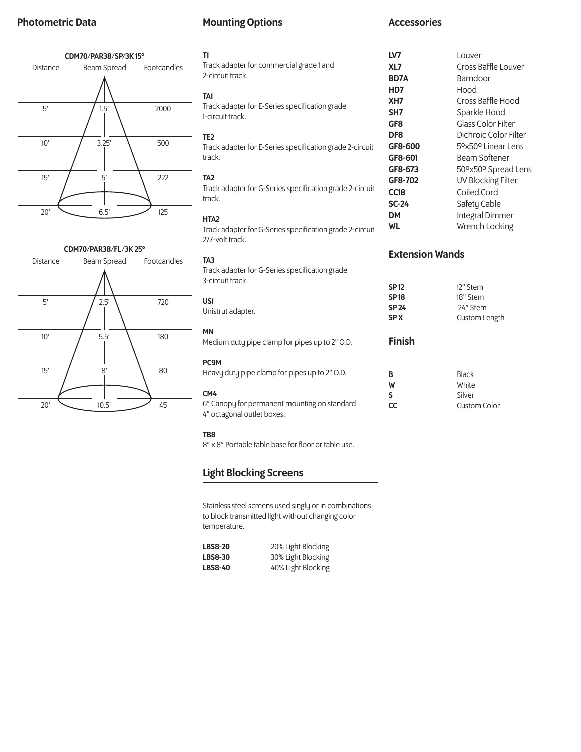## Photometric Data

**CDM70/PAR38/SP/3K 15°**

Distance | Beam Spread | Footcandles

5' | 1.5' | 2000

10' | 3.25' | 500

15' | 5' | 222

20' | 6.5' | 125

**CDM70/PAR38/FL/3K 25°**

Distance | Beam Spread | Footcandles

5' | 2.5' | 720

10' | 5.5' | 180

15' | 8' | 80

20' | 10.5' | 45

## Mounting Options

**T1**
Track adapter for commercial grade 1 and 2-circuit track.

**TA1**
Track adapter for E-Series specification grade 1-circuit track.

**TE2**
Track adapter for E-Series specification grade 2-circuit track.

**TA2**
Track adapter for G-Series specification grade 2-circuit track.

**HTA2**
Track adapter for G-Series specification grade 2-circuit 277-volt track.

**TA3**
Track adapter for G-Series specification grade 3-circuit track.

**US1**
Unistrut adapter.

**MN**
Medium duty pipe clamp for pipes up to 2" O.D.

**PC9M**
Heavy duty pipe clamp for pipes up to 2" O.D.

**CM4**
6" Canopy for permanent mounting on standard 4" octagonal outlet boxes.

**TB8**
8" x 8" Portable table base for floor or table use.

## Light Blocking Screens

Stainless steel screens used singly or in combinations to block transmitted light without changing color temperature.

| | |
|---|---|
| **LBS8-20** | 20% Light Blocking |
| **LBS8-30** | 30% Light Blocking |
| **LBS8-40** | 40% Light Blocking |

## Accessories

| | |
|---|---|
| **LV7** | Louver |
| **XL7** | Cross Baffle Louver |
| **BD7A** | Barndoor |
| **HD7** | Hood |
| **XH7** | Cross Baffle Hood |
| **SH7** | Sparkle Hood |
| **GF8** | Glass Color Filter |
| **DF8** | Dichroic Color Filter |
| **GF8-600** | 5°x50° Linear Lens |
| **GF8-601** | Beam Softener |
| **GF8-673** | 50°x50° Spread Lens |
| **GF8-702** | UV Blocking Filter |
| **CC18** | Coiled Cord |
| **SC-24** | Safety Cable |
| **DM** | Integral Dimmer |
| **WL** | Wrench Locking |

## Extension Wands

| | |
|---|---|
| **SP 12** | 12" Stem |
| **SP 18** | 18" Stem |
| **SP 24** | 24" Stem |
| **SP X** | Custom Length |

## Finish

| | |
|---|---|
| **B** | Black |
| **W** | White |
| **S** | Silver |
| **CC** | Custom Color |